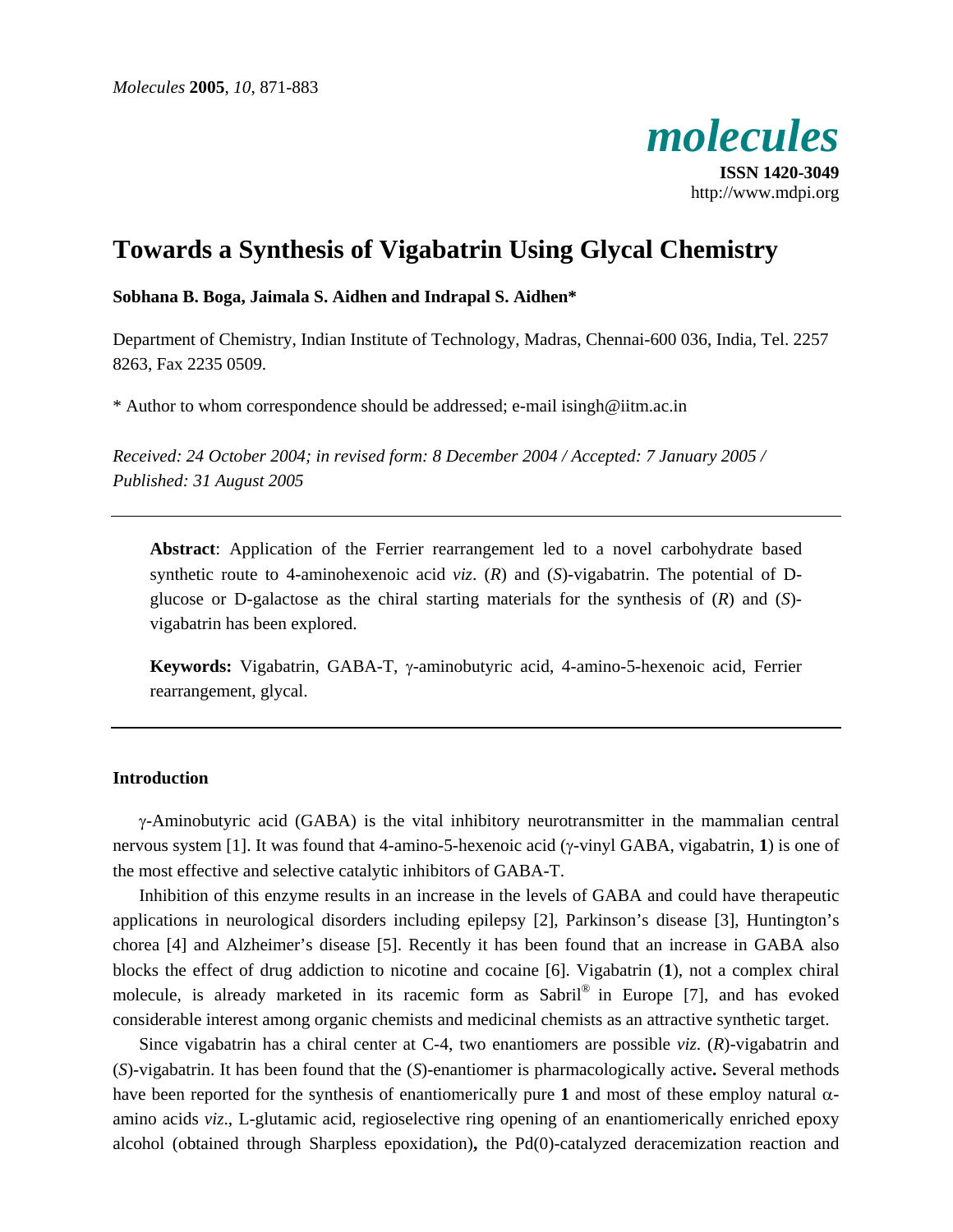*Molecules* **2005**, *10*, 871-883

**molecules**

**ISSN 1420-3049**
http://www.mdpi.org

# Towards a Synthesis of Vigabatrin Using Glycal Chemistry

**Sobhana B. Boga, Jaimala S. Aidhen and Indrapal S. Aidhen***

Department of Chemistry, Indian Institute of Technology, Madras, Chennai-600 036, India, Tel. 2257 8263, Fax 2235 0509.

* Author to whom correspondence should be addressed; e-mail isingh@iitm.ac.in

*Received: 24 October 2004; in revised form: 8 December 2004 / Accepted: 7 January 2005 / Published: 31 August 2005*

---

**Abstract**: Application of the Ferrier rearrangement led to a novel carbohydrate based synthetic route to 4-aminohexenoic acid *viz*. (*R*) and (*S*)-vigabatrin. The potential of D-glucose or D-galactose as the chiral starting materials for the synthesis of (*R*) and (*S*)-vigabatrin has been explored.

**Keywords:** Vigabatrin, GABA-T, γ-aminobutyric acid, 4-amino-5-hexenoic acid, Ferrier rearrangement, glycal.

---

## Introduction

γ-Aminobutyric acid (GABA) is the vital inhibitory neurotransmitter in the mammalian central nervous system [1]. It was found that 4-amino-5-hexenoic acid (γ-vinyl GABA, vigabatrin, **1**) is one of the most effective and selective catalytic inhibitors of GABA-T.

Inhibition of this enzyme results in an increase in the levels of GABA and could have therapeutic applications in neurological disorders including epilepsy [2], Parkinson's disease [3], Huntington's chorea [4] and Alzheimer's disease [5]. Recently it has been found that an increase in GABA also blocks the effect of drug addiction to nicotine and cocaine [6]. Vigabatrin (**1**), not a complex chiral molecule, is already marketed in its racemic form as Sabril® in Europe [7], and has evoked considerable interest among organic chemists and medicinal chemists as an attractive synthetic target.

Since vigabatrin has a chiral center at C-4, two enantiomers are possible *viz*. (*R*)-vigabatrin and (*S*)-vigabatrin. It has been found that the (*S*)-enantiomer is pharmacologically active**.** Several methods have been reported for the synthesis of enantiomerically pure **1** and most of these employ natural α-amino acids *viz*., L-glutamic acid, regioselective ring opening of an enantiomerically enriched epoxy alcohol (obtained through Sharpless epoxidation)**,** the Pd(0)-catalyzed deracemization reaction and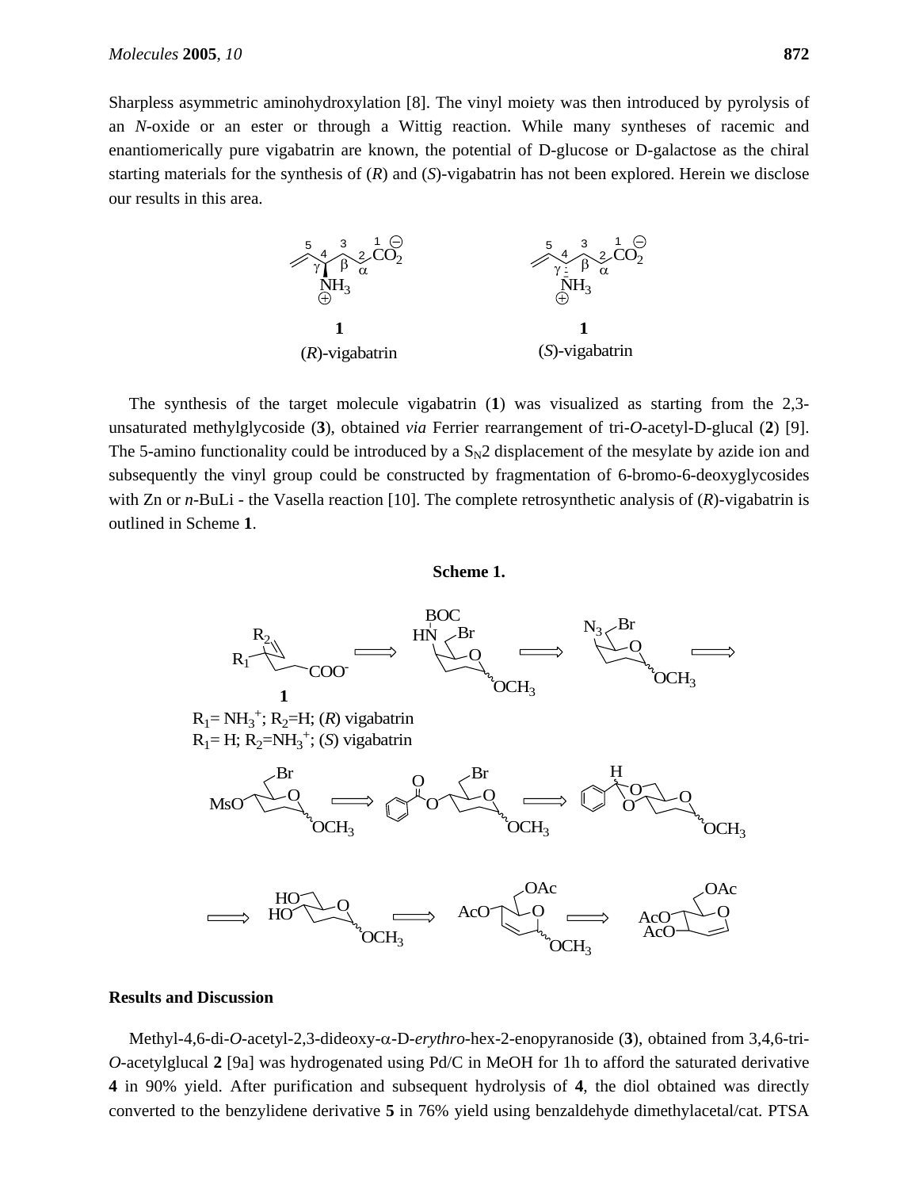Sharpless asymmetric aminohydroxylation [8]. The vinyl moiety was then introduced by pyrolysis of an *N*-oxide or an ester or through a Wittig reaction. While many syntheses of racemic and enantiomerically pure vigabatrin are known, the potential of D-glucose or D-galactose as the chiral starting materials for the synthesis of (*R*) and (*S*)-vigabatrin has not been explored. Herein we disclose our results in this area.

**1** (*R*)-vigabatrin **1** (*S*)-vigabatrin

The synthesis of the target molecule vigabatrin (**1**) was visualized as starting from the 2,3-unsaturated methylglycoside (**3**), obtained *via* Ferrier rearrangement of tri-*O*-acetyl-D-glucal (**2**) [9]. The 5-amino functionality could be introduced by a $S_N2$ displacement of the mesylate by azide ion and subsequently the vinyl group could be constructed by fragmentation of 6-bromo-6-deoxyglycosides with Zn or *n*-BuLi - the Vasella reaction [10]. The complete retrosynthetic analysis of (*R*)-vigabatrin is outlined in Scheme **1**.

**Scheme 1.**

$R_1 = NH_3^+$; $R_2$=H; (*R*) vigabatrin
$R_1$= H; $R_2 = NH_3^+$; (*S*) vigabatrin

## Results and Discussion

Methyl-4,6-di-*O*-acetyl-2,3-dideoxy-α-D-*erythro*-hex-2-enopyranoside (**3**), obtained from 3,4,6-tri-*O*-acetylglucal **2** [9a] was hydrogenated using Pd/C in MeOH for 1h to afford the saturated derivative **4** in 90% yield. After purification and subsequent hydrolysis of **4**, the diol obtained was directly converted to the benzylidene derivative **5** in 76% yield using benzaldehyde dimethylacetal/cat. PTSA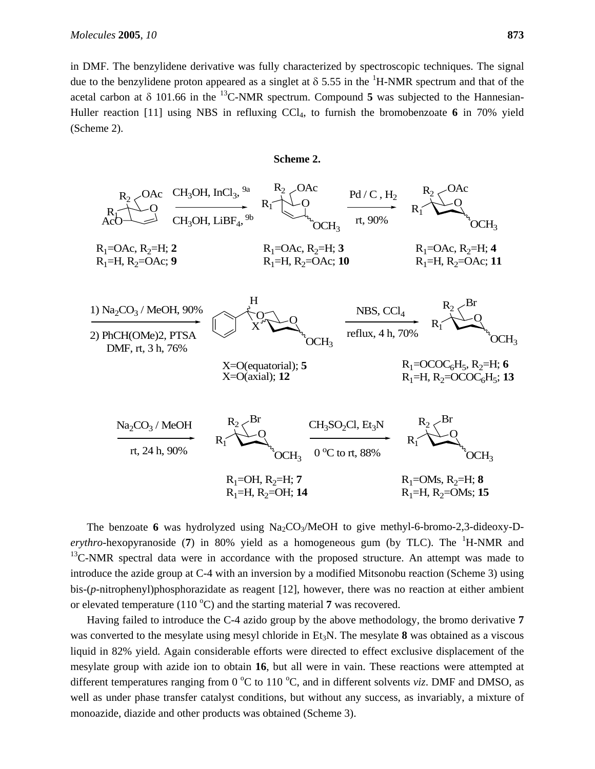in DMF. The benzylidene derivative was fully characterized by spectroscopic techniques. The signal due to the benzylidene proton appeared as a singlet at δ 5.55 in the [1]H-NMR spectrum and that of the acetal carbon at δ 101.66 in the [13]C-NMR spectrum. Compound **5** was subjected to the Hannesian-Huller reaction [11] using NBS in refluxing $CCl_4$, to furnish the bromobenzoate **6** in 70% yield (Scheme 2).

**Scheme 2.**

$R_1$=OAc, $R_2$=H; **2**
$R_1$=H, $R_2$=OAc; **9**

$CH_3OH$, $InCl_3$, [9a] / $CH_3OH$, $LiBF_4$, [9b]

$R_1$=OAc, $R_2$=H; **3**
$R_1$=H, $R_2$=OAc; **10**

Pd / C , $H_2$, rt, 90%

$R_1$=OAc, $R_2$=H; **4**
$R_1$=H, $R_2$=OAc; **11**

1) $Na_2CO_3$ / MeOH, 90%
2) $PhCH(OMe)_2$, PTSA DMF, rt, 3 h, 76%

X=O(equatorial); **5**
X=O(axial); **12**

NBS, $CCl_4$, reflux, 4 h, 70%

$R_1$=$OCOC_6H_5$, $R_2$=H; **6**
$R_1$=H, $R_2$=$OCOC_6H_5$; **13**

$Na_2CO_3$ / MeOH, rt, 24 h, 90%

$R_1$=OH, $R_2$=H; **7**
$R_1$=H, $R_2$=OH; **14**

$CH_3SO_2Cl$, $Et_3N$, 0 °C to rt, 88%

$R_1$=OMs, $R_2$=H; **8**
$R_1$=H, $R_2$=OMs; **15**

The benzoate **6** was hydrolyzed using $Na_2CO_3$/MeOH to give methyl-6-bromo-2,3-dideoxy-D-*erythro*-hexopyranoside (**7**) in 80% yield as a homogeneous gum (by TLC). The [1]H-NMR and [13]C-NMR spectral data were in accordance with the proposed structure. An attempt was made to introduce the azide group at C-4 with an inversion by a modified Mitsonobu reaction (Scheme 3) using bis-(*p*-nitrophenyl)phosphorazidate as reagent [12], however, there was no reaction at either ambient or elevated temperature (110 °C) and the starting material **7** was recovered.

Having failed to introduce the C-4 azido group by the above methodology, the bromo derivative **7** was converted to the mesylate using mesyl chloride in $Et_3N$. The mesylate **8** was obtained as a viscous liquid in 82% yield. Again considerable efforts were directed to effect exclusive displacement of the mesylate group with azide ion to obtain **16**, but all were in vain. These reactions were attempted at different temperatures ranging from 0 °C to 110 °C, and in different solvents *viz*. DMF and DMSO, as well as under phase transfer catalyst conditions, but without any success, as invariably, a mixture of monoazide, diazide and other products was obtained (Scheme 3).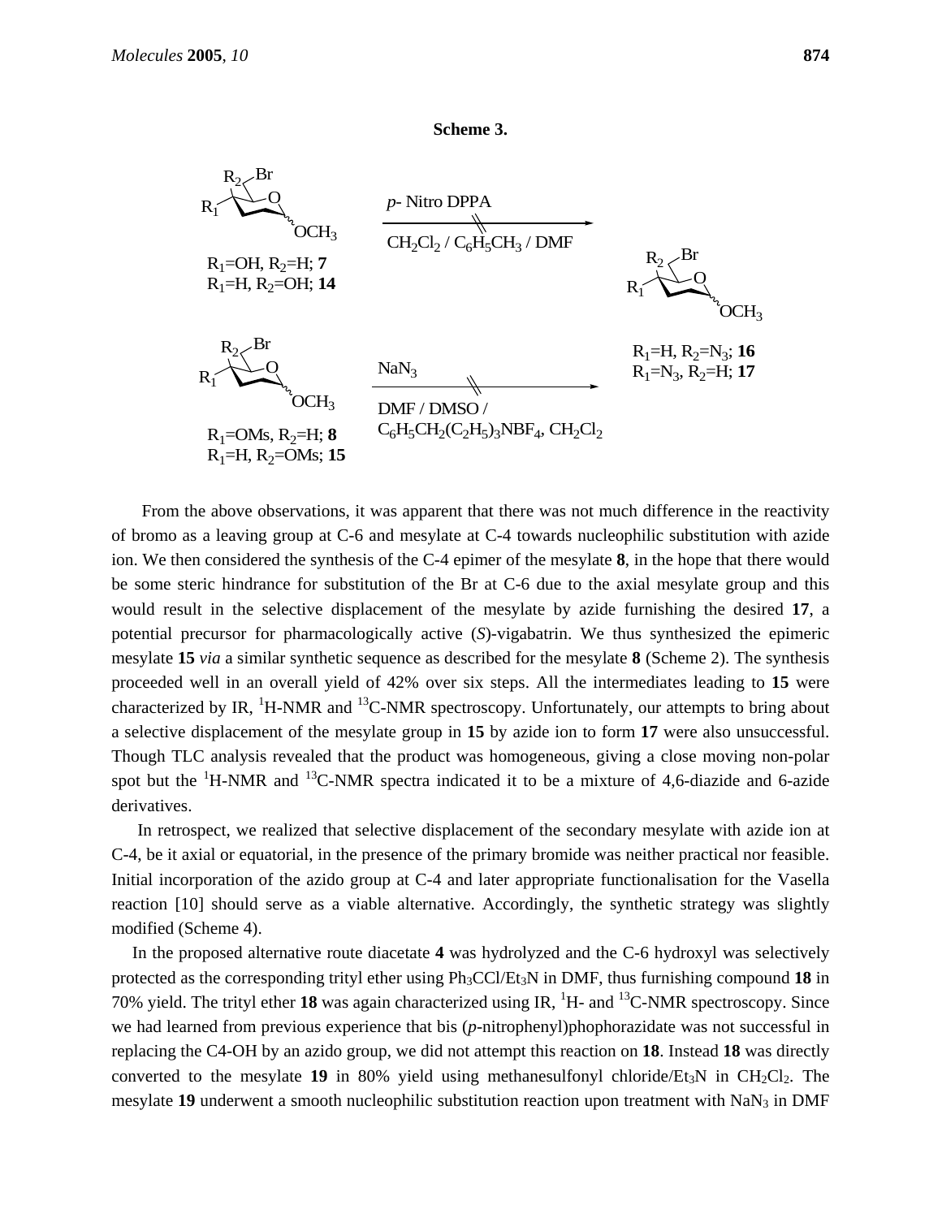**Scheme 3.**

$R_1$=OH, $R_2$=H; **7**
$R_1$=H, $R_2$=OH; **14**

*p*- Nitro DPPA
$CH_2Cl_2$ / $C_6H_5CH_3$ / DMF

$R_1$=OMs, $R_2$=H; **8**
$R_1$=H, $R_2$=OMs; **15**

$NaN_3$
DMF / DMSO / $C_6H_5CH_2(C_2H_5)_3NBF_4$, $CH_2Cl_2$

$R_1$=H, $R_2$=$N_3$; **16**
$R_1$=$N_3$, $R_2$=H; **17**

From the above observations, it was apparent that there was not much difference in the reactivity of bromo as a leaving group at C-6 and mesylate at C-4 towards nucleophilic substitution with azide ion. We then considered the synthesis of the C-4 epimer of the mesylate **8**, in the hope that there would be some steric hindrance for substitution of the Br at C-6 due to the axial mesylate group and this would result in the selective displacement of the mesylate by azide furnishing the desired **17**, a potential precursor for pharmacologically active (*S*)-vigabatrin. We thus synthesized the epimeric mesylate **15** *via* a similar synthetic sequence as described for the mesylate **8** (Scheme 2). The synthesis proceeded well in an overall yield of 42% over six steps. All the intermediates leading to **15** were characterized by IR, $^{1}H$-NMR and $^{13}C$-NMR spectroscopy. Unfortunately, our attempts to bring about a selective displacement of the mesylate group in **15** by azide ion to form **17** were also unsuccessful. Though TLC analysis revealed that the product was homogeneous, giving a close moving non-polar spot but the $^{1}H$-NMR and $^{13}C$-NMR spectra indicated it to be a mixture of 4,6-diazide and 6-azide derivatives.

In retrospect, we realized that selective displacement of the secondary mesylate with azide ion at C-4, be it axial or equatorial, in the presence of the primary bromide was neither practical nor feasible. Initial incorporation of the azido group at C-4 and later appropriate functionalisation for the Vasella reaction [10] should serve as a viable alternative. Accordingly, the synthetic strategy was slightly modified (Scheme 4).

In the proposed alternative route diacetate **4** was hydrolyzed and the C-6 hydroxyl was selectively protected as the corresponding trityl ether using $Ph_3CCl/Et_3N$ in DMF, thus furnishing compound **18** in 70% yield. The trityl ether **18** was again characterized using IR, $^{1}H$- and $^{13}C$-NMR spectroscopy. Since we had learned from previous experience that bis (*p*-nitrophenyl)phophorazidate was not successful in replacing the C4-OH by an azido group, we did not attempt this reaction on **18**. Instead **18** was directly converted to the mesylate **19** in 80% yield using methanesulfonyl chloride/$Et_3N$ in $CH_2Cl_2$. The mesylate **19** underwent a smooth nucleophilic substitution reaction upon treatment with $NaN_3$ in DMF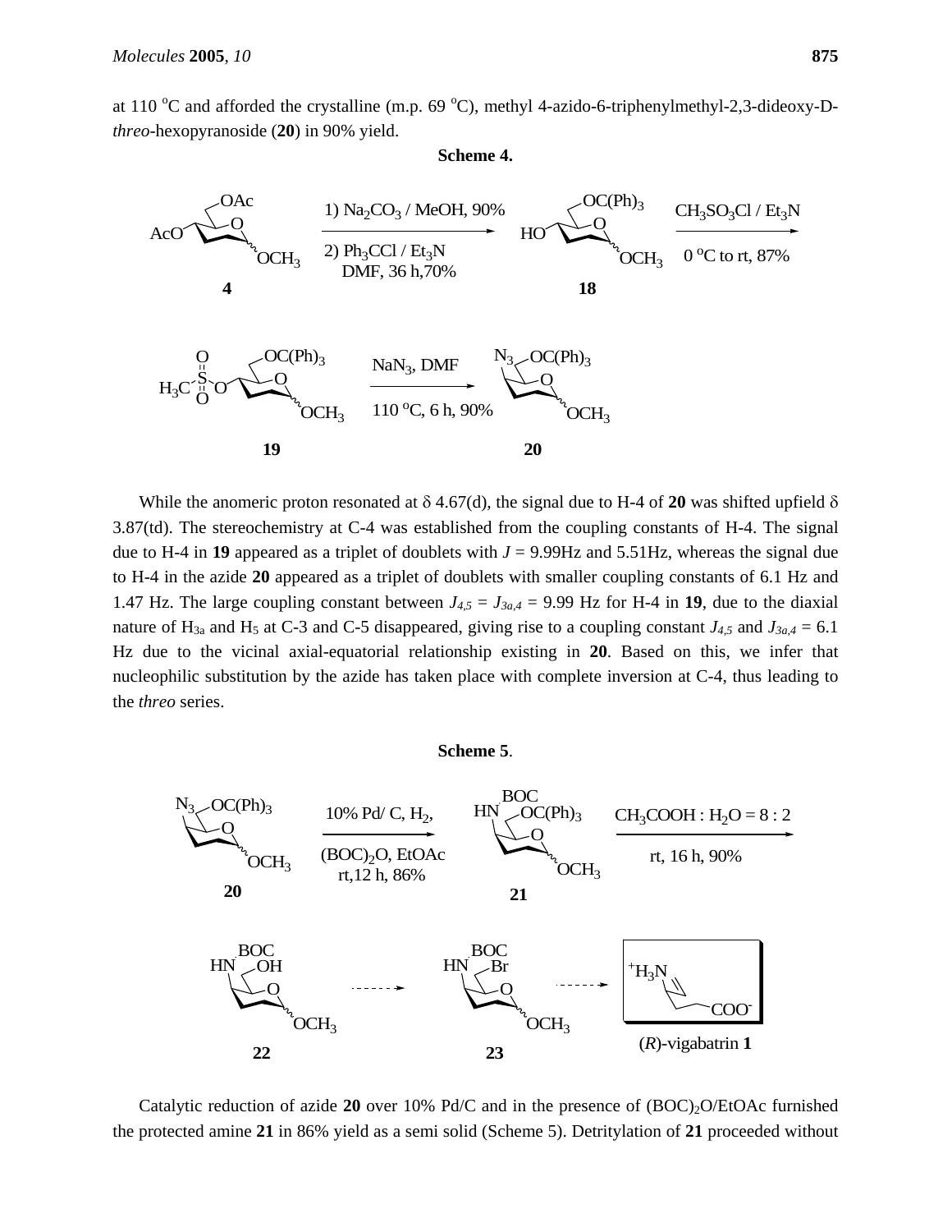at 110 °C and afforded the crystalline (m.p. 69 °C), methyl 4-azido-6-triphenylmethyl-2,3-dideoxy-D-*threo*-hexopyranoside (**20**) in 90% yield.

**Scheme 4.**

While the anomeric proton resonated at δ 4.67(d), the signal due to H-4 of **20** was shifted upfield δ 3.87(td). The stereochemistry at C-4 was established from the coupling constants of H-4. The signal due to H-4 in **19** appeared as a triplet of doublets with $J$ = 9.99Hz and 5.51Hz, whereas the signal due to H-4 in the azide **20** appeared as a triplet of doublets with smaller coupling constants of 6.1 Hz and 1.47 Hz. The large coupling constant between $J_{4,5} = J_{3a,4}$ = 9.99 Hz for H-4 in **19**, due to the diaxial nature of $H_{3a}$ and $H_5$ at C-3 and C-5 disappeared, giving rise to a coupling constant $J_{4,5}$ and $J_{3a,4}$ = 6.1 Hz due to the vicinal axial-equatorial relationship existing in **20**. Based on this, we infer that nucleophilic substitution by the azide has taken place with complete inversion at C-4, thus leading to the *threo* series.

**Scheme 5**.

Catalytic reduction of azide **20** over 10% Pd/C and in the presence of $(BOC)_2O$/EtOAc furnished the protected amine **21** in 86% yield as a semi solid (Scheme 5). Detritylation of **21** proceeded without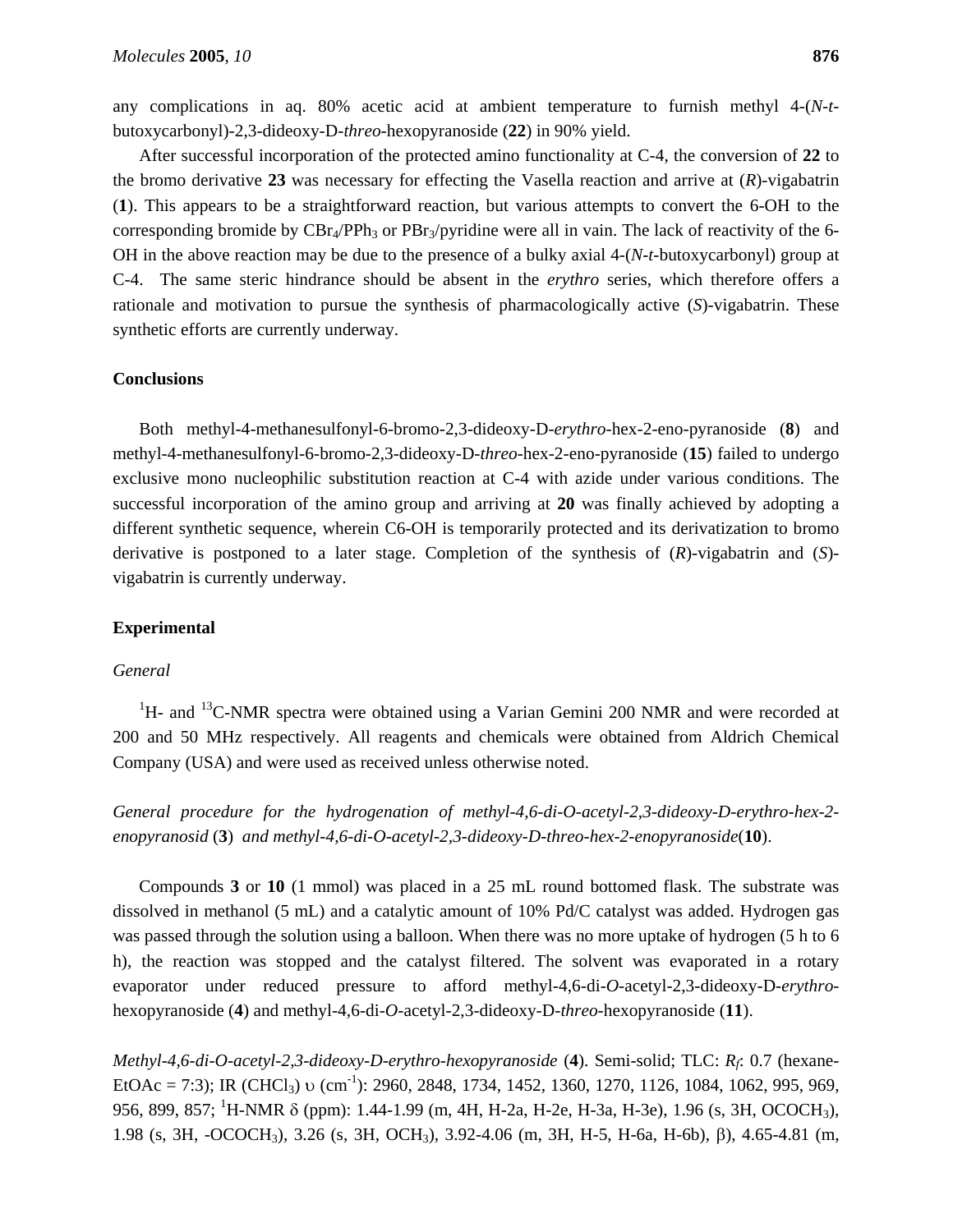any complications in aq. 80% acetic acid at ambient temperature to furnish methyl 4-(*N*-*t*-butoxycarbonyl)-2,3-dideoxy-D-*threo*-hexopyranoside (**22**) in 90% yield.

After successful incorporation of the protected amino functionality at C-4, the conversion of **22** to the bromo derivative **23** was necessary for effecting the Vasella reaction and arrive at (*R*)-vigabatrin (**1**). This appears to be a straightforward reaction, but various attempts to convert the 6-OH to the corresponding bromide by $CBr_4/PPh_3$ or $PBr_3$/pyridine were all in vain. The lack of reactivity of the 6-OH in the above reaction may be due to the presence of a bulky axial 4-(*N*-*t*-butoxycarbonyl) group at C-4. The same steric hindrance should be absent in the *erythro* series, which therefore offers a rationale and motivation to pursue the synthesis of pharmacologically active (*S*)-vigabatrin. These synthetic efforts are currently underway.

## Conclusions

Both methyl-4-methanesulfonyl-6-bromo-2,3-dideoxy-D-*erythro*-hex-2-eno-pyranoside (**8**) and methyl-4-methanesulfonyl-6-bromo-2,3-dideoxy-D-*threo*-hex-2-eno-pyranoside (**15**) failed to undergo exclusive mono nucleophilic substitution reaction at C-4 with azide under various conditions. The successful incorporation of the amino group and arriving at **20** was finally achieved by adopting a different synthetic sequence, wherein C6-OH is temporarily protected and its derivatization to bromo derivative is postponed to a later stage. Completion of the synthesis of (*R*)-vigabatrin and (*S*)-vigabatrin is currently underway.

## Experimental

### *General*

$^{1}H$- and $^{13}C$-NMR spectra were obtained using a Varian Gemini 200 NMR and were recorded at 200 and 50 MHz respectively. All reagents and chemicals were obtained from Aldrich Chemical Company (USA) and were used as received unless otherwise noted.

*General procedure for the hydrogenation of methyl-4,6-di-O-acetyl-2,3-dideoxy-D-erythro-hex-2-enopyranosid* (**3**) *and methyl-4,6-di-O-acetyl-2,3-dideoxy-D-threo-hex-2-enopyranoside*(**10**).

Compounds **3** or **10** (1 mmol) was placed in a 25 mL round bottomed flask. The substrate was dissolved in methanol (5 mL) and a catalytic amount of 10% Pd/C catalyst was added. Hydrogen gas was passed through the solution using a balloon. When there was no more uptake of hydrogen (5 h to 6 h), the reaction was stopped and the catalyst filtered. The solvent was evaporated in a rotary evaporator under reduced pressure to afford methyl-4,6-di-*O*-acetyl-2,3-dideoxy-D-*erythro*-hexopyranoside (**4**) and methyl-4,6-di-*O*-acetyl-2,3-dideoxy-D-*threo*-hexopyranoside (**11**).

*Methyl-4,6-di-O-acetyl-2,3-dideoxy-D-erythro-hexopyranoside* (**4**). Semi-solid; TLC: $R_f$: 0.7 (hexane-EtOAc = 7:3); IR ($CHCl_3$) υ ($cm^{-1}$): 2960, 2848, 1734, 1452, 1360, 1270, 1126, 1084, 1062, 995, 969, 956, 899, 857; $^{1}H$-NMR δ (ppm): 1.44-1.99 (m, 4H, H-2a, H-2e, H-3a, H-3e), 1.96 (s, 3H, $OCOCH_3$), 1.98 (s, 3H, -$OCOCH_3$), 3.26 (s, 3H, $OCH_3$), 3.92-4.06 (m, 3H, H-5, H-6a, H-6b), β), 4.65-4.81 (m,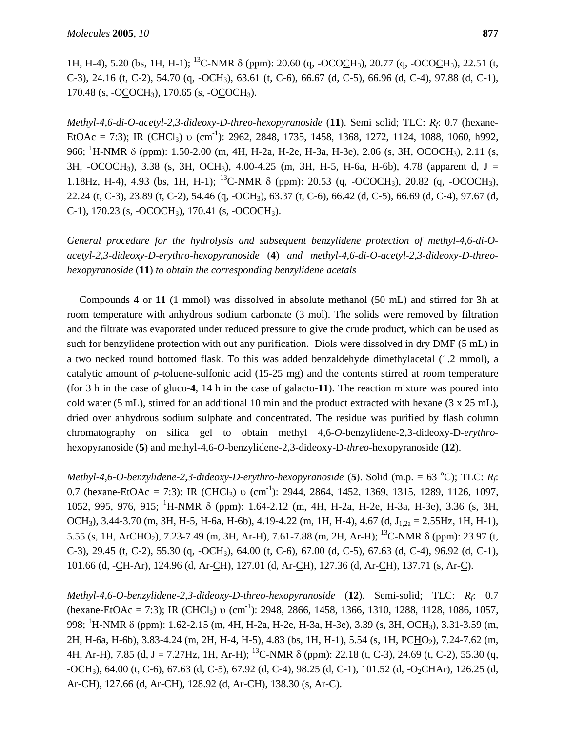1H, H-4), 5.20 (bs, 1H, H-1); [13]C-NMR δ (ppm): 20.60 (q, -OCOC̲H$_3$), 20.77 (q, -OCOC̲H$_3$), 22.51 (t, C-3), 24.16 (t, C-2), 54.70 (q, -OC̲H$_3$), 63.61 (t, C-6), 66.67 (d, C-5), 66.96 (d, C-4), 97.88 (d, C-1), 170.48 (s, -OC̲OCH$_3$), 170.65 (s, -OC̲OCH$_3$).

*Methyl-4,6-di-O-acetyl-2,3-dideoxy-D-threo-hexopyranoside* (**11**). Semi solid; TLC: $R_f$: 0.7 (hexane-EtOAc = 7:3); IR (CHCl$_3$) υ (cm$^{-1}$): 2962, 2848, 1735, 1458, 1368, 1272, 1124, 1088, 1060, h992, 966; [1]H-NMR δ (ppm): 1.50-2.00 (m, 4H, H-2a, H-2e, H-3a, H-3e), 2.06 (s, 3H, OCOCH$_3$), 2.11 (s, 3H, -OCOCH$_3$), 3.38 (s, 3H, OCH$_3$), 4.00-4.25 (m, 3H, H-5, H-6a, H-6b), 4.78 (apparent d, J = 1.18Hz, H-4), 4.93 (bs, 1H, H-1); [13]C-NMR δ (ppm): 20.53 (q, -OCOC̲H$_3$), 20.82 (q, -OCOC̲H$_3$), 22.24 (t, C-3), 23.89 (t, C-2), 54.46 (q, -OC̲H$_3$), 63.37 (t, C-6), 66.42 (d, C-5), 66.69 (d, C-4), 97.67 (d, C-1), 170.23 (s, -OC̲OCH$_3$), 170.41 (s, -OC̲OCH$_3$).

*General procedure for the hydrolysis and subsequent benzylidene protection of methyl-4,6-di-O-acetyl-2,3-dideoxy-D-erythro-hexopyranoside* (**4**) *and methyl-4,6-di-O-acetyl-2,3-dideoxy-D-threo-hexopyranoside* (**11**) *to obtain the corresponding benzylidene acetals*

Compounds **4** or **11** (1 mmol) was dissolved in absolute methanol (50 mL) and stirred for 3h at room temperature with anhydrous sodium carbonate (3 mol). The solids were removed by filtration and the filtrate was evaporated under reduced pressure to give the crude product, which can be used as such for benzylidene protection with out any purification. Diols were dissolved in dry DMF (5 mL) in a two necked round bottomed flask. To this was added benzaldehyde dimethylacetal (1.2 mmol), a catalytic amount of *p*-toluene-sulfonic acid (15-25 mg) and the contents stirred at room temperature (for 3 h in the case of gluco-**4**, 14 h in the case of galacto-**11**). The reaction mixture was poured into cold water (5 mL), stirred for an additional 10 min and the product extracted with hexane (3 x 25 mL), dried over anhydrous sodium sulphate and concentrated. The residue was purified by flash column chromatography on silica gel to obtain methyl 4,6-*O*-benzylidene-2,3-dideoxy-D-*erythro*-hexopyranoside (**5**) and methyl-4,6-*O*-benzylidene-2,3-dideoxy-D-*threo*-hexopyranoside (**12**).

*Methyl-4,6-O-benzylidene-2,3-dideoxy-D-erythro-hexopyranoside* (**5**). Solid (m.p. = 63 °C); TLC: $R_f$: 0.7 (hexane-EtOAc = 7:3); IR (CHCl$_3$) υ (cm$^{-1}$): 2944, 2864, 1452, 1369, 1315, 1289, 1126, 1097, 1052, 995, 976, 915; [1]H-NMR δ (ppm): 1.64-2.12 (m, 4H, H-2a, H-2e, H-3a, H-3e), 3.36 (s, 3H, OCH$_3$), 3.44-3.70 (m, 3H, H-5, H-6a, H-6b), 4.19-4.22 (m, 1H, H-4), 4.67 (d, $J_{1,2a}$ = 2.55Hz, 1H, H-1), 5.55 (s, 1H, ArCH̲O$_2$), 7.23-7.49 (m, 3H, Ar-H), 7.61-7.88 (m, 2H, Ar-H); [13]C-NMR δ (ppm): 23.97 (t, C-3), 29.45 (t, C-2), 55.30 (q, -OC̲H$_3$), 64.00 (t, C-6), 67.00 (d, C-5), 67.63 (d, C-4), 96.92 (d, C-1), 101.66 (d, -C̲H-Ar), 124.96 (d, Ar-C̲H), 127.01 (d, Ar-C̲H), 127.36 (d, Ar-C̲H), 137.71 (s, Ar-C̲).

*Methyl-4,6-O-benzylidene-2,3-dideoxy-D-threo-hexopyranoside* (**12**). Semi-solid; TLC: $R_f$: 0.7 (hexane-EtOAc = 7:3); IR (CHCl$_3$) υ (cm$^{-1}$): 2948, 2866, 1458, 1366, 1310, 1288, 1128, 1086, 1057, 998; [1]H-NMR δ (ppm): 1.62-2.15 (m, 4H, H-2a, H-2e, H-3a, H-3e), 3.39 (s, 3H, OCH$_3$), 3.31-3.59 (m, 2H, H-6a, H-6b), 3.83-4.24 (m, 2H, H-4, H-5), 4.83 (bs, 1H, H-1), 5.54 (s, 1H, PCH̲O$_2$), 7.24-7.62 (m, 4H, Ar-H), 7.85 (d, J = 7.27Hz, 1H, Ar-H); [13]C-NMR δ (ppm): 22.18 (t, C-3), 24.69 (t, C-2), 55.30 (q, -OC̲H$_3$), 64.00 (t, C-6), 67.63 (d, C-5), 67.92 (d, C-4), 98.25 (d, C-1), 101.52 (d, -O$_2$C̲HAr), 126.25 (d, Ar-C̲H), 127.66 (d, Ar-C̲H), 128.92 (d, Ar-C̲H), 138.30 (s, Ar-C̲).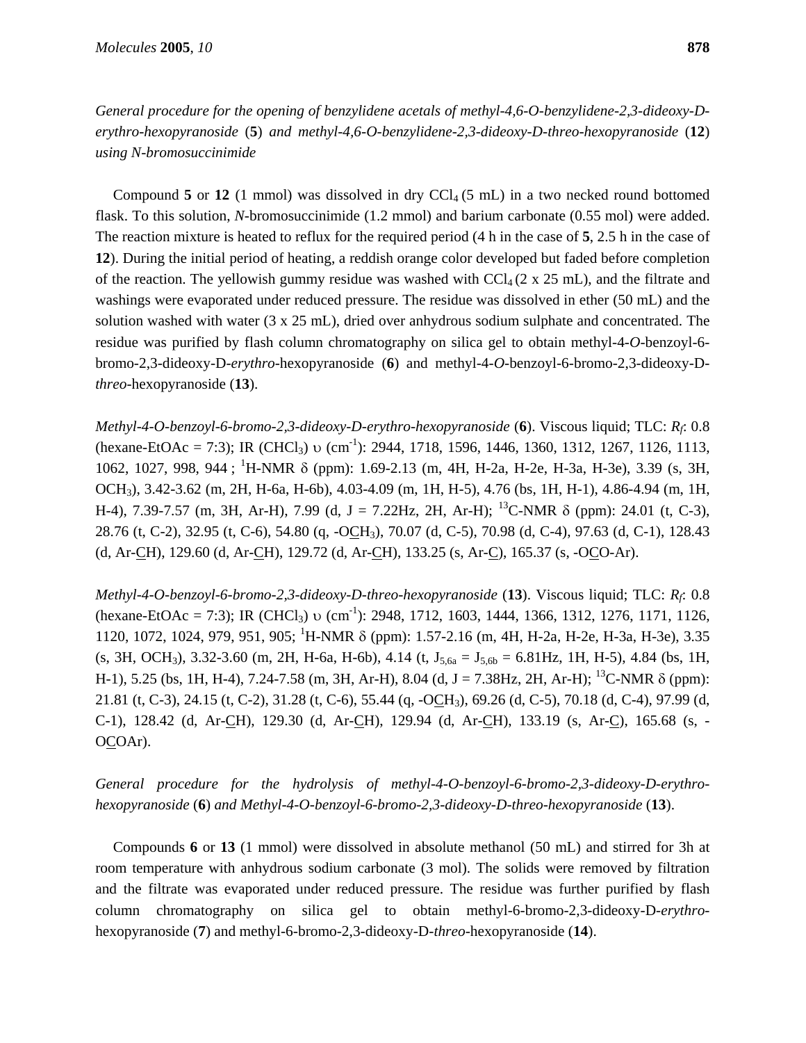*General procedure for the opening of benzylidene acetals of methyl-4,6-O-benzylidene-2,3-dideoxy-D-erythro-hexopyranoside* (**5**) *and methyl-4,6-O-benzylidene-2,3-dideoxy-D-threo-hexopyranoside* (**12**) *using N-bromosuccinimide*

Compound **5** or **12** (1 mmol) was dissolved in dry $CCl_4$ (5 mL) in a two necked round bottomed flask. To this solution, *N*-bromosuccinimide (1.2 mmol) and barium carbonate (0.55 mol) were added. The reaction mixture is heated to reflux for the required period (4 h in the case of **5**, 2.5 h in the case of **12**). During the initial period of heating, a reddish orange color developed but faded before completion of the reaction. The yellowish gummy residue was washed with $CCl_4$ (2 x 25 mL), and the filtrate and washings were evaporated under reduced pressure. The residue was dissolved in ether (50 mL) and the solution washed with water (3 x 25 mL), dried over anhydrous sodium sulphate and concentrated. The residue was purified by flash column chromatography on silica gel to obtain methyl-4-*O*-benzoyl-6-bromo-2,3-dideoxy-D-*erythro*-hexopyranoside (**6**) and methyl-4-*O*-benzoyl-6-bromo-2,3-dideoxy-D-*threo*-hexopyranoside (**13**).

*Methyl-4-O-benzoyl-6-bromo-2,3-dideoxy-D-erythro-hexopyranoside* (**6**). Viscous liquid; TLC: $R_f$: 0.8 (hexane-EtOAc = 7:3); IR ($CHCl_3$) υ ($cm^{-1}$): 2944, 1718, 1596, 1446, 1360, 1312, 1267, 1126, 1113, 1062, 1027, 998, 944 ; $^1$H-NMR δ (ppm): 1.69-2.13 (m, 4H, H-2a, H-2e, H-3a, H-3e), 3.39 (s, 3H, $OCH_3$), 3.42-3.62 (m, 2H, H-6a, H-6b), 4.03-4.09 (m, 1H, H-5), 4.76 (bs, 1H, H-1), 4.86-4.94 (m, 1H, H-4), 7.39-7.57 (m, 3H, Ar-H), 7.99 (d, J = 7.22Hz, 2H, Ar-H); $^{13}$C-NMR δ (ppm): 24.01 (t, C-3), 28.76 (t, C-2), 32.95 (t, C-6), 54.80 (q, -O<u>C</u>$H_3$), 70.07 (d, C-5), 70.98 (d, C-4), 97.63 (d, C-1), 128.43 (d, Ar-<u>C</u>H), 129.60 (d, Ar-<u>C</u>H), 129.72 (d, Ar-<u>C</u>H), 133.25 (s, Ar-<u>C</u>), 165.37 (s, -O<u>C</u>O-Ar).

*Methyl-4-O-benzoyl-6-bromo-2,3-dideoxy-D-threo-hexopyranoside* (**13**). Viscous liquid; TLC: $R_f$: 0.8 (hexane-EtOAc = 7:3); IR ($CHCl_3$) υ ($cm^{-1}$): 2948, 1712, 1603, 1444, 1366, 1312, 1276, 1171, 1126, 1120, 1072, 1024, 979, 951, 905; $^1$H-NMR δ (ppm): 1.57-2.16 (m, 4H, H-2a, H-2e, H-3a, H-3e), 3.35 (s, 3H, $OCH_3$), 3.32-3.60 (m, 2H, H-6a, H-6b), 4.14 (t, $J_{5,6a} = J_{5,6b}$ = 6.81Hz, 1H, H-5), 4.84 (bs, 1H, H-1), 5.25 (bs, 1H, H-4), 7.24-7.58 (m, 3H, Ar-H), 8.04 (d, J = 7.38Hz, 2H, Ar-H); $^{13}$C-NMR δ (ppm): 21.81 (t, C-3), 24.15 (t, C-2), 31.28 (t, C-6), 55.44 (q, -O<u>C</u>$H_3$), 69.26 (d, C-5), 70.18 (d, C-4), 97.99 (d, C-1), 128.42 (d, Ar-<u>C</u>H), 129.30 (d, Ar-<u>C</u>H), 129.94 (d, Ar-<u>C</u>H), 133.19 (s, Ar-<u>C</u>), 165.68 (s, -O<u>C</u>OAr).

*General procedure for the hydrolysis of methyl-4-O-benzoyl-6-bromo-2,3-dideoxy-D-erythro-hexopyranoside* (**6**) *and Methyl-4-O-benzoyl-6-bromo-2,3-dideoxy-D-threo-hexopyranoside* (**13**).

Compounds **6** or **13** (1 mmol) were dissolved in absolute methanol (50 mL) and stirred for 3h at room temperature with anhydrous sodium carbonate (3 mol). The solids were removed by filtration and the filtrate was evaporated under reduced pressure. The residue was further purified by flash column chromatography on silica gel to obtain methyl-6-bromo-2,3-dideoxy-D-*erythro*-hexopyranoside (**7**) and methyl-6-bromo-2,3-dideoxy-D-*threo*-hexopyranoside (**14**).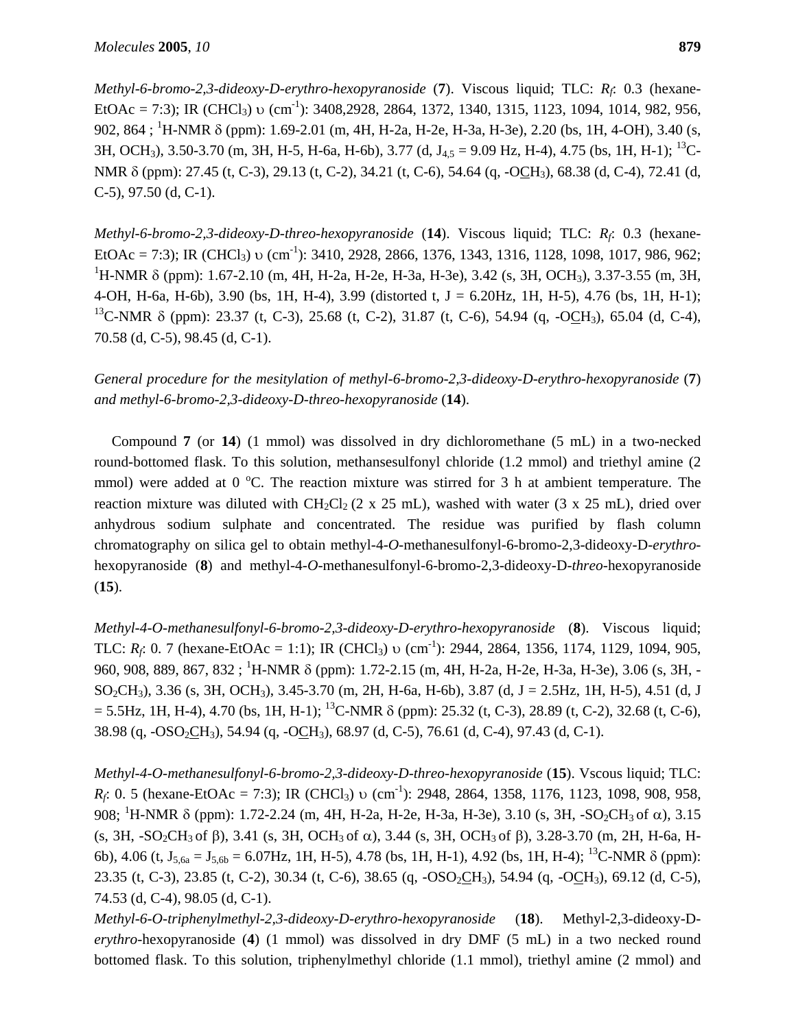*Methyl-6-bromo-2,3-dideoxy-D-erythro-hexopyranoside* (**7**). Viscous liquid; TLC: $R_f$: 0.3 (hexane-EtOAc = 7:3); IR ($CHCl_3$) υ ($cm^{-1}$): 3408,2928, 2864, 1372, 1340, 1315, 1123, 1094, 1014, 982, 956, 902, 864 ; $^1$H-NMR δ (ppm): 1.69-2.01 (m, 4H, H-2a, H-2e, H-3a, H-3e), 2.20 (bs, 1H, 4-OH), 3.40 (s, 3H, $OCH_3$), 3.50-3.70 (m, 3H, H-5, H-6a, H-6b), 3.77 (d, $J_{4,5}$ = 9.09 Hz, H-4), 4.75 (bs, 1H, H-1); $^{13}$C-NMR δ (ppm): 27.45 (t, C-3), 29.13 (t, C-2), 34.21 (t, C-6), 54.64 (q, -O<u>C</u>$H_3$), 68.38 (d, C-4), 72.41 (d, C-5), 97.50 (d, C-1).

*Methyl-6-bromo-2,3-dideoxy-D-threo-hexopyranoside* (**14**). Viscous liquid; TLC: $R_f$: 0.3 (hexane-EtOAc = 7:3); IR ($CHCl_3$) υ ($cm^{-1}$): 3410, 2928, 2866, 1376, 1343, 1316, 1128, 1098, 1017, 986, 962; $^1$H-NMR δ (ppm): 1.67-2.10 (m, 4H, H-2a, H-2e, H-3a, H-3e), 3.42 (s, 3H, $OCH_3$), 3.37-3.55 (m, 3H, 4-OH, H-6a, H-6b), 3.90 (bs, 1H, H-4), 3.99 (distorted t, J = 6.20Hz, 1H, H-5), 4.76 (bs, 1H, H-1); $^{13}$C-NMR δ (ppm): 23.37 (t, C-3), 25.68 (t, C-2), 31.87 (t, C-6), 54.94 (q, -O<u>C</u>$H_3$), 65.04 (d, C-4), 70.58 (d, C-5), 98.45 (d, C-1).

*General procedure for the mesitylation of methyl-6-bromo-2,3-dideoxy-D-erythro-hexopyranoside* (**7**) *and methyl-6-bromo-2,3-dideoxy-D-threo-hexopyranoside* (**14**).

Compound **7** (or **14**) (1 mmol) was dissolved in dry dichloromethane (5 mL) in a two-necked round-bottomed flask. To this solution, methansesulfonyl chloride (1.2 mmol) and triethyl amine (2 mmol) were added at 0 °C. The reaction mixture was stirred for 3 h at ambient temperature. The reaction mixture was diluted with $CH_2Cl_2$ (2 x 25 mL), washed with water (3 x 25 mL), dried over anhydrous sodium sulphate and concentrated. The residue was purified by flash column chromatography on silica gel to obtain methyl-4-*O*-methanesulfonyl-6-bromo-2,3-dideoxy-D-*erythro*-hexopyranoside (**8**) and methyl-4-*O*-methanesulfonyl-6-bromo-2,3-dideoxy-D-*threo*-hexopyranoside (**15**).

*Methyl-4-O-methanesulfonyl-6-bromo-2,3-dideoxy-D-erythro-hexopyranoside* (**8**). Viscous liquid; TLC: $R_f$: 0. 7 (hexane-EtOAc = 1:1); IR ($CHCl_3$) υ ($cm^{-1}$): 2944, 2864, 1356, 1174, 1129, 1094, 905, 960, 908, 889, 867, 832 ; $^1$H-NMR δ (ppm): 1.72-2.15 (m, 4H, H-2a, H-2e, H-3a, H-3e), 3.06 (s, 3H, -$SO_2CH_3$), 3.36 (s, 3H, $OCH_3$), 3.45-3.70 (m, 2H, H-6a, H-6b), 3.87 (d, J = 2.5Hz, 1H, H-5), 4.51 (d, J = 5.5Hz, 1H, H-4), 4.70 (bs, 1H, H-1); $^{13}$C-NMR δ (ppm): 25.32 (t, C-3), 28.89 (t, C-2), 32.68 (t, C-6), 38.98 (q, -$OSO_2$<u>C</u>$H_3$), 54.94 (q, -O<u>C</u>$H_3$), 68.97 (d, C-5), 76.61 (d, C-4), 97.43 (d, C-1).

*Methyl-4-O-methanesulfonyl-6-bromo-2,3-dideoxy-D-threo-hexopyranoside* (**15**). Vscous liquid; TLC: $R_f$: 0. 5 (hexane-EtOAc = 7:3); IR ($CHCl_3$) υ ($cm^{-1}$): 2948, 2864, 1358, 1176, 1123, 1098, 908, 958, 908; $^1$H-NMR δ (ppm): 1.72-2.24 (m, 4H, H-2a, H-2e, H-3a, H-3e), 3.10 (s, 3H, -$SO_2CH_3$ of α), 3.15 (s, 3H, -$SO_2CH_3$ of β), 3.41 (s, 3H, $OCH_3$ of α), 3.44 (s, 3H, $OCH_3$ of β), 3.28-3.70 (m, 2H, H-6a, H-6b), 4.06 (t, $J_{5,6a}$ = $J_{5,6b}$ = 6.07Hz, 1H, H-5), 4.78 (bs, 1H, H-1), 4.92 (bs, 1H, H-4); $^{13}$C-NMR δ (ppm): 23.35 (t, C-3), 23.85 (t, C-2), 30.34 (t, C-6), 38.65 (q, -$OSO_2$<u>C</u>$H_3$), 54.94 (q, -O<u>C</u>$H_3$), 69.12 (d, C-5), 74.53 (d, C-4), 98.05 (d, C-1).

*Methyl-6-O-triphenylmethyl-2,3-dideoxy-D-erythro-hexopyranoside* (**18**). Methyl-2,3-dideoxy-D-*erythro*-hexopyranoside (**4**) (1 mmol) was dissolved in dry DMF (5 mL) in a two necked round bottomed flask. To this solution, triphenylmethyl chloride (1.1 mmol), triethyl amine (2 mmol) and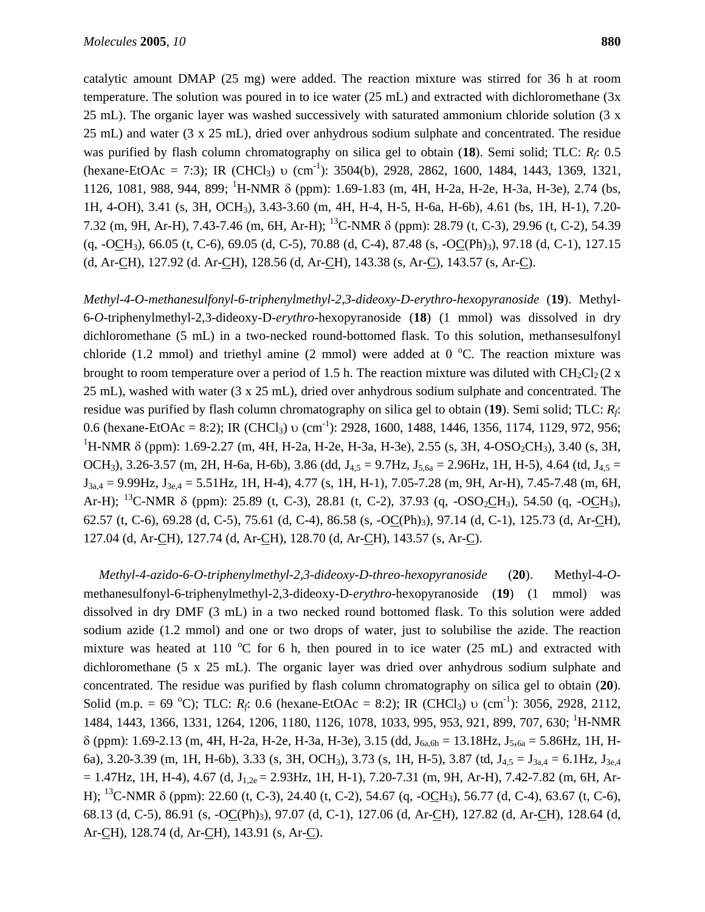catalytic amount DMAP (25 mg) were added. The reaction mixture was stirred for 36 h at room temperature. The solution was poured in to ice water (25 mL) and extracted with dichloromethane (3x 25 mL). The organic layer was washed successively with saturated ammonium chloride solution (3 x 25 mL) and water (3 x 25 mL), dried over anhydrous sodium sulphate and concentrated. The residue was purified by flash column chromatography on silica gel to obtain (**18**). Semi solid; TLC: $R_f$: 0.5 (hexane-EtOAc = 7:3); IR ($CHCl_3$) υ ($cm^{-1}$): 3504(b), 2928, 2862, 1600, 1484, 1443, 1369, 1321, 1126, 1081, 988, 944, 899; $^1$H-NMR δ (ppm): 1.69-1.83 (m, 4H, H-2a, H-2e, H-3a, H-3e), 2.74 (bs, 1H, 4-OH), 3.41 (s, 3H, $OCH_3$), 3.43-3.60 (m, 4H, H-4, H-5, H-6a, H-6b), 4.61 (bs, 1H, H-1), 7.20-7.32 (m, 9H, Ar-H), 7.43-7.46 (m, 6H, Ar-H); $^{13}$C-NMR δ (ppm): 28.79 (t, C-3), 29.96 (t, C-2), 54.39 (q, -O<u>C</u>H$_3$), 66.05 (t, C-6), 69.05 (d, C-5), 70.88 (d, C-4), 87.48 (s, -O<u>C</u>(Ph)$_3$), 97.18 (d, C-1), 127.15 (d, Ar-<u>C</u>H), 127.92 (d. Ar-<u>C</u>H), 128.56 (d, Ar-<u>C</u>H), 143.38 (s, Ar-<u>C</u>), 143.57 (s, Ar-<u>C</u>).

*Methyl-4-O-methanesulfonyl-6-triphenylmethyl-2,3-dideoxy-D-erythro-hexopyranoside* (**19**). Methyl-6-*O*-triphenylmethyl-2,3-dideoxy-D-*erythro*-hexopyranoside (**18**) (1 mmol) was dissolved in dry dichloromethane (5 mL) in a two-necked round-bottomed flask. To this solution, methansesulfonyl chloride (1.2 mmol) and triethyl amine (2 mmol) were added at 0 °C. The reaction mixture was brought to room temperature over a period of 1.5 h. The reaction mixture was diluted with $CH_2Cl_2$ (2 x 25 mL), washed with water (3 x 25 mL), dried over anhydrous sodium sulphate and concentrated. The residue was purified by flash column chromatography on silica gel to obtain (**19**). Semi solid; TLC: $R_f$: 0.6 (hexane-EtOAc = 8:2); IR ($CHCl_3$) υ ($cm^{-1}$): 2928, 1600, 1488, 1446, 1356, 1174, 1129, 972, 956; $^1$H-NMR δ (ppm): 1.69-2.27 (m, 4H, H-2a, H-2e, H-3a, H-3e), 2.55 (s, 3H, 4-$OSO_2CH_3$), 3.40 (s, 3H, $OCH_3$), 3.26-3.57 (m, 2H, H-6a, H-6b), 3.86 (dd, $J_{4,5}$ = 9.7Hz, $J_{5,6a}$ = 2.96Hz, 1H, H-5), 4.64 (td, $J_{4,5}$ = $J_{3a,4}$ = 9.99Hz, $J_{3e,4}$ = 5.51Hz, 1H, H-4), 4.77 (s, 1H, H-1), 7.05-7.28 (m, 9H, Ar-H), 7.45-7.48 (m, 6H, Ar-H); $^{13}$C-NMR δ (ppm): 25.89 (t, C-3), 28.81 (t, C-2), 37.93 (q, -OSO$_2$<u>C</u>H$_3$), 54.50 (q, -O<u>C</u>H$_3$), 62.57 (t, C-6), 69.28 (d, C-5), 75.61 (d, C-4), 86.58 (s, -O<u>C</u>(Ph)$_3$), 97.14 (d, C-1), 125.73 (d, Ar-<u>C</u>H), 127.04 (d, Ar-<u>C</u>H), 127.74 (d, Ar-<u>C</u>H), 128.70 (d, Ar-<u>C</u>H), 143.57 (s, Ar-<u>C</u>).

*Methyl-4-azido-6-O-triphenylmethyl-2,3-dideoxy-D-threo-hexopyranoside* (**20**). Methyl-4-*O*-methanesulfonyl-6-triphenylmethyl-2,3-dideoxy-D-*erythro*-hexopyranoside (**19**) (1 mmol) was dissolved in dry DMF (3 mL) in a two necked round bottomed flask. To this solution were added sodium azide (1.2 mmol) and one or two drops of water, just to solubilise the azide. The reaction mixture was heated at 110 °C for 6 h, then poured in to ice water (25 mL) and extracted with dichloromethane (5 x 25 mL). The organic layer was dried over anhydrous sodium sulphate and concentrated. The residue was purified by flash column chromatography on silica gel to obtain (**20**). Solid (m.p. = 69 °C); TLC: $R_f$: 0.6 (hexane-EtOAc = 8:2); IR ($CHCl_3$) υ ($cm^{-1}$): 3056, 2928, 2112, 1484, 1443, 1366, 1331, 1264, 1206, 1180, 1126, 1078, 1033, 995, 953, 921, 899, 707, 630; $^1$H-NMR δ (ppm): 1.69-2.13 (m, 4H, H-2a, H-2e, H-3a, H-3e), 3.15 (dd, $J_{6a,6b}$ = 13.18Hz, $J_{5,6a}$ = 5.86Hz, 1H, H-6a), 3.20-3.39 (m, 1H, H-6b), 3.33 (s, 3H, $OCH_3$), 3.73 (s, 1H, H-5), 3.87 (td, $J_{4,5}$ = $J_{3a,4}$ = 6.1Hz, $J_{3e,4}$ = 1.47Hz, 1H, H-4), 4.67 (d, $J_{1,2e}$ = 2.93Hz, 1H, H-1), 7.20-7.31 (m, 9H, Ar-H), 7.42-7.82 (m, 6H, Ar-H); $^{13}$C-NMR δ (ppm): 22.60 (t, C-3), 24.40 (t, C-2), 54.67 (q, -O<u>C</u>H$_3$), 56.77 (d, C-4), 63.67 (t, C-6), 68.13 (d, C-5), 86.91 (s, -O<u>C</u>(Ph)$_3$), 97.07 (d, C-1), 127.06 (d, Ar-<u>C</u>H), 127.82 (d, Ar-<u>C</u>H), 128.64 (d, Ar-<u>C</u>H), 128.74 (d, Ar-<u>C</u>H), 143.91 (s, Ar-<u>C</u>).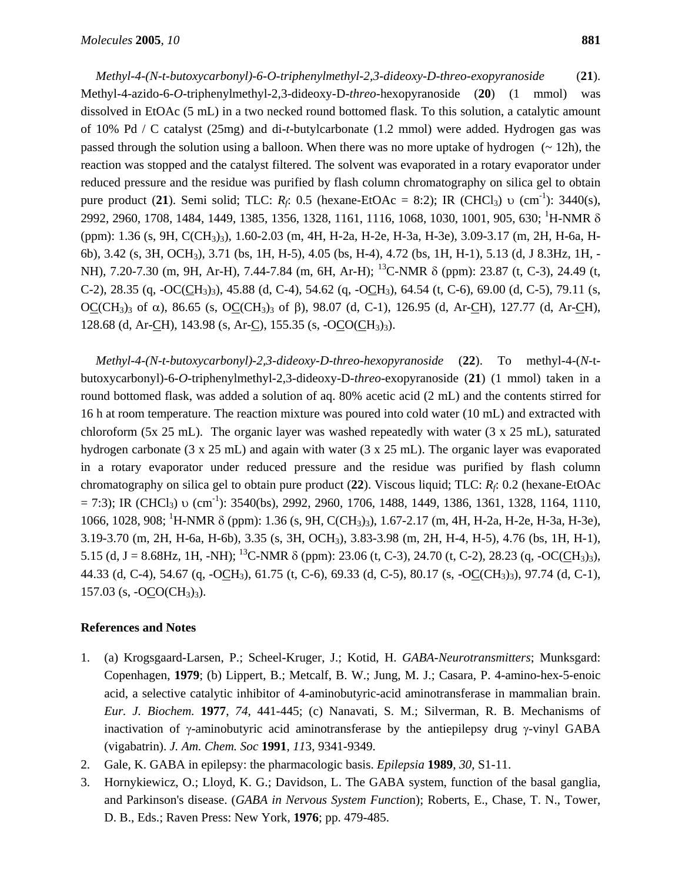*Methyl-4-(N-t-butoxycarbonyl)-6-O-triphenylmethyl-2,3-dideoxy-D-threo-exopyranoside* (**21**). Methyl-4-azido-6-*O*-triphenylmethyl-2,3-dideoxy-D-*threo*-hexopyranoside (**20**) (1 mmol) was dissolved in EtOAc (5 mL) in a two necked round bottomed flask. To this solution, a catalytic amount of 10% Pd / C catalyst (25mg) and di-*t*-butylcarbonate (1.2 mmol) were added. Hydrogen gas was passed through the solution using a balloon. When there was no more uptake of hydrogen (~ 12h), the reaction was stopped and the catalyst filtered. The solvent was evaporated in a rotary evaporator under reduced pressure and the residue was purified by flash column chromatography on silica gel to obtain pure product (**21**). Semi solid; TLC: $R_f$: 0.5 (hexane-EtOAc = 8:2); IR ($CHCl_3$) υ ($cm^{-1}$): 3440(s), 2992, 2960, 1708, 1484, 1449, 1385, 1356, 1328, 1161, 1116, 1068, 1030, 1001, 905, 630; $^1$H-NMR δ (ppm): 1.36 (s, 9H, $C(CH_3)_3$), 1.60-2.03 (m, 4H, H-2a, H-2e, H-3a, H-3e), 3.09-3.17 (m, 2H, H-6a, H-6b), 3.42 (s, 3H, $OCH_3$), 3.71 (bs, 1H, H-5), 4.05 (bs, H-4), 4.72 (bs, 1H, H-1), 5.13 (d, J 8.3Hz, 1H, -NH), 7.20-7.30 (m, 9H, Ar-H), 7.44-7.84 (m, 6H, Ar-H); $^{13}$C-NMR δ (ppm): 23.87 (t, C-3), 24.49 (t, C-2), 28.35 (q, -OC($\underline{C}H_3)_3$), 45.88 (d, C-4), 54.62 (q, -O$\underline{C}H_3$), 64.54 (t, C-6), 69.00 (d, C-5), 79.11 (s, O$\underline{C}(CH_3)_3$ of α), 86.65 (s, O$\underline{C}(CH_3)_3$ of β), 98.07 (d, C-1), 126.95 (d, Ar-$\underline{C}$H), 127.77 (d, Ar-$\underline{C}$H), 128.68 (d, Ar-$\underline{C}$H), 143.98 (s, Ar-$\underline{C}$), 155.35 (s, -O$\underline{C}$O($\underline{C}H_3)_3$).

*Methyl-4-(N-t-butoxycarbonyl)-2,3-dideoxy-D-threo-hexopyranoside* (**22**). To methyl-4-(*N*-t-butoxycarbonyl)-6-*O*-triphenylmethyl-2,3-dideoxy-D-*threo*-exopyranoside (**21**) (1 mmol) taken in a round bottomed flask, was added a solution of aq. 80% acetic acid (2 mL) and the contents stirred for 16 h at room temperature. The reaction mixture was poured into cold water (10 mL) and extracted with chloroform (5x 25 mL). The organic layer was washed repeatedly with water (3 x 25 mL), saturated hydrogen carbonate (3 x 25 mL) and again with water (3 x 25 mL). The organic layer was evaporated in a rotary evaporator under reduced pressure and the residue was purified by flash column chromatography on silica gel to obtain pure product (**22**). Viscous liquid; TLC: $R_f$: 0.2 (hexane-EtOAc = 7:3); IR ($CHCl_3$) υ ($cm^{-1}$): 3540(bs), 2992, 2960, 1706, 1488, 1449, 1386, 1361, 1328, 1164, 1110, 1066, 1028, 908; $^1$H-NMR δ (ppm): 1.36 (s, 9H, $C(CH_3)_3$), 1.67-2.17 (m, 4H, H-2a, H-2e, H-3a, H-3e), 3.19-3.70 (m, 2H, H-6a, H-6b), 3.35 (s, 3H, $OCH_3$), 3.83-3.98 (m, 2H, H-4, H-5), 4.76 (bs, 1H, H-1), 5.15 (d, J = 8.68Hz, 1H, -NH); $^{13}$C-NMR δ (ppm): 23.06 (t, C-3), 24.70 (t, C-2), 28.23 (q, -OC($\underline{C}H_3)_3$), 44.33 (d, C-4), 54.67 (q, -O$\underline{C}H_3$), 61.75 (t, C-6), 69.33 (d, C-5), 80.17 (s, -O$\underline{C}(CH_3)_3$), 97.74 (d, C-1), 157.03 (s, -O$\underline{C}$O$(CH_3)_3$).

## References and Notes

1. (a) Krogsgaard-Larsen, P.; Scheel-Kruger, J.; Kotid, H. *GABA-Neurotransmitters*; Munksgard: Copenhagen, **1979**; (b) Lippert, B.; Metcalf, B. W.; Jung, M. J.; Casara, P. 4-amino-hex-5-enoic acid, a selective catalytic inhibitor of 4-aminobutyric-acid aminotransferase in mammalian brain. *Eur. J. Biochem.* **1977**, *74*, 441-445; (c) Nanavati, S. M.; Silverman, R. B. Mechanisms of inactivation of γ-aminobutyric acid aminotransferase by the antiepilepsy drug γ-vinyl GABA (vigabatrin). *J. Am. Chem. Soc* **1991**, *11*3, 9341-9349.
2. Gale, K. GABA in epilepsy: the pharmacologic basis. *Epilepsia* **1989**, *30*, S1-11.
3. Hornykiewicz, O.; Lloyd, K. G.; Davidson, L. The GABA system, function of the basal ganglia, and Parkinson's disease. (*GABA in Nervous System Functio*n); Roberts, E., Chase, T. N., Tower, D. B., Eds.; Raven Press: New York, **1976**; pp. 479-485.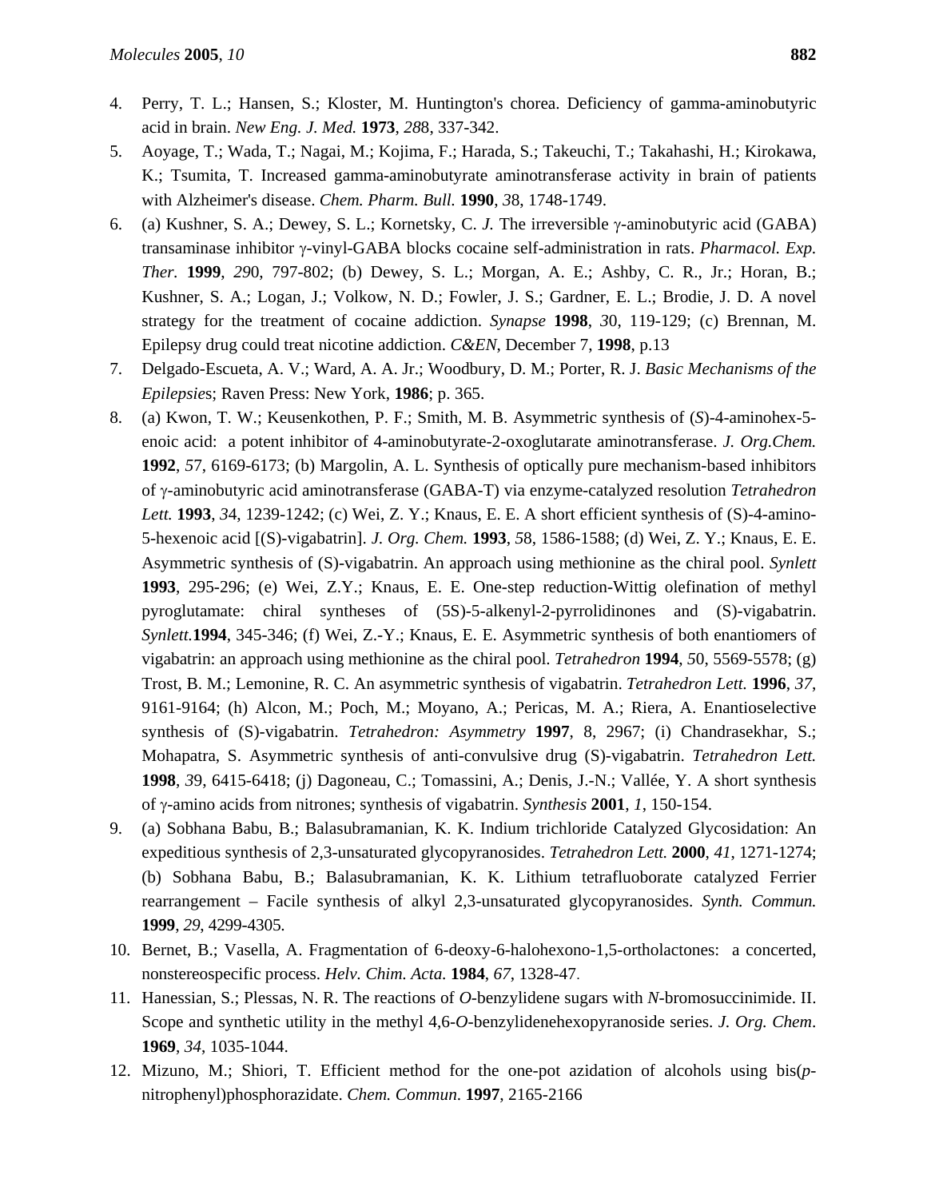4. Perry, T. L.; Hansen, S.; Kloster, M. Huntington's chorea. Deficiency of gamma-aminobutyric acid in brain. *New Eng. J. Med.* **1973**, *28*8, 337-342.
5. Aoyage, T.; Wada, T.; Nagai, M.; Kojima, F.; Harada, S.; Takeuchi, T.; Takahashi, H.; Kirokawa, K.; Tsumita, T. Increased gamma-aminobutyrate aminotransferase activity in brain of patients with Alzheimer's disease. *Chem. Pharm. Bull.* **1990**, *3*8, 1748-1749.
6. (a) Kushner, S. A.; Dewey, S. L.; Kornetsky, C. *J.* The irreversible γ-aminobutyric acid (GABA) transaminase inhibitor γ-vinyl-GABA blocks cocaine self-administration in rats. *Pharmacol. Exp. Ther.* **1999**, *29*0, 797-802; (b) Dewey, S. L.; Morgan, A. E.; Ashby, C. R., Jr.; Horan, B.; Kushner, S. A.; Logan, J.; Volkow, N. D.; Fowler, J. S.; Gardner, E. L.; Brodie, J. D. A novel strategy for the treatment of cocaine addiction. *Synapse* **1998**, *3*0, 119-129; (c) Brennan, M. Epilepsy drug could treat nicotine addiction. *C&EN*, December 7, **1998**, p.13
7. Delgado-Escueta, A. V.; Ward, A. A. Jr.; Woodbury, D. M.; Porter, R. J. *Basic Mechanisms of the Epilepsie*s; Raven Press: New York, **1986**; p. 365.
8. (a) Kwon, T. W.; Keusenkothen, P. F.; Smith, M. B. Asymmetric synthesis of (*S*)-4-aminohex-5-enoic acid: a potent inhibitor of 4-aminobutyrate-2-oxoglutarate aminotransferase. *J. Org.Chem.* **1992**, *5*7, 6169-6173; (b) Margolin, A. L. Synthesis of optically pure mechanism-based inhibitors of γ-aminobutyric acid aminotransferase (GABA-T) via enzyme-catalyzed resolution *Tetrahedron Lett.* **1993**, *3*4, 1239-1242; (c) Wei, Z. Y.; Knaus, E. E. A short efficient synthesis of (S)-4-amino-5-hexenoic acid [(S)-vigabatrin]. *J. Org. Chem.* **1993**, *5*8, 1586-1588; (d) Wei, Z. Y.; Knaus, E. E. Asymmetric synthesis of (S)-vigabatrin. An approach using methionine as the chiral pool. *Synlett* **1993**, 295-296; (e) Wei, Z.Y.; Knaus, E. E. One-step reduction-Wittig olefination of methyl pyroglutamate: chiral syntheses of (5S)-5-alkenyl-2-pyrrolidinones and (S)-vigabatrin. *Synlett.***1994**, 345-346; (f) Wei, Z.-Y.; Knaus, E. E. Asymmetric synthesis of both enantiomers of vigabatrin: an approach using methionine as the chiral pool. *Tetrahedron* **1994**, *5*0, 5569-5578; (g) Trost, B. M.; Lemonine, R. C. An asymmetric synthesis of vigabatrin. *Tetrahedron Lett.* **1996**, *37*, 9161-9164; (h) Alcon, M.; Poch, M.; Moyano, A.; Pericas, M. A.; Riera, A. Enantioselective synthesis of (S)-vigabatrin. *Tetrahedron: Asymmetry* **1997**, 8, 2967; (i) Chandrasekhar, S.; Mohapatra, S. Asymmetric synthesis of anti-convulsive drug (S)-vigabatrin. *Tetrahedron Lett.* **1998**, *3*9, 6415-6418; (j) Dagoneau, C.; Tomassini, A.; Denis, J.-N.; Vallée, Y. A short synthesis of γ-amino acids from nitrones; synthesis of vigabatrin. *Synthesis* **2001**, *1*, 150-154.
9. (a) Sobhana Babu, B.; Balasubramanian, K. K. Indium trichloride Catalyzed Glycosidation: An expeditious synthesis of 2,3-unsaturated glycopyranosides. *Tetrahedron Lett.* **2000**, *41*, 1271-1274; (b) Sobhana Babu, B.; Balasubramanian, K. K. Lithium tetrafluoborate catalyzed Ferrier rearrangement – Facile synthesis of alkyl 2,3-unsaturated glycopyranosides. *Synth. Commun.* **1999**, *29*, 4299-4305.
10. Bernet, B.; Vasella, A. Fragmentation of 6-deoxy-6-halohexono-1,5-ortholactones: a concerted, nonstereospecific process. *Helv. Chim. Acta.* **1984**, *67*, 1328-47.
11. Hanessian, S.; Plessas, N. R. The reactions of *O*-benzylidene sugars with *N*-bromosuccinimide. II. Scope and synthetic utility in the methyl 4,6-*O*-benzylidenehexopyranoside series. *J. Org. Chem*. **1969**, *34*, 1035-1044.
12. Mizuno, M.; Shiori, T. Efficient method for the one-pot azidation of alcohols using bis(*p*-nitrophenyl)phosphorazidate. *Chem. Commun.* **1997**, 2165-2166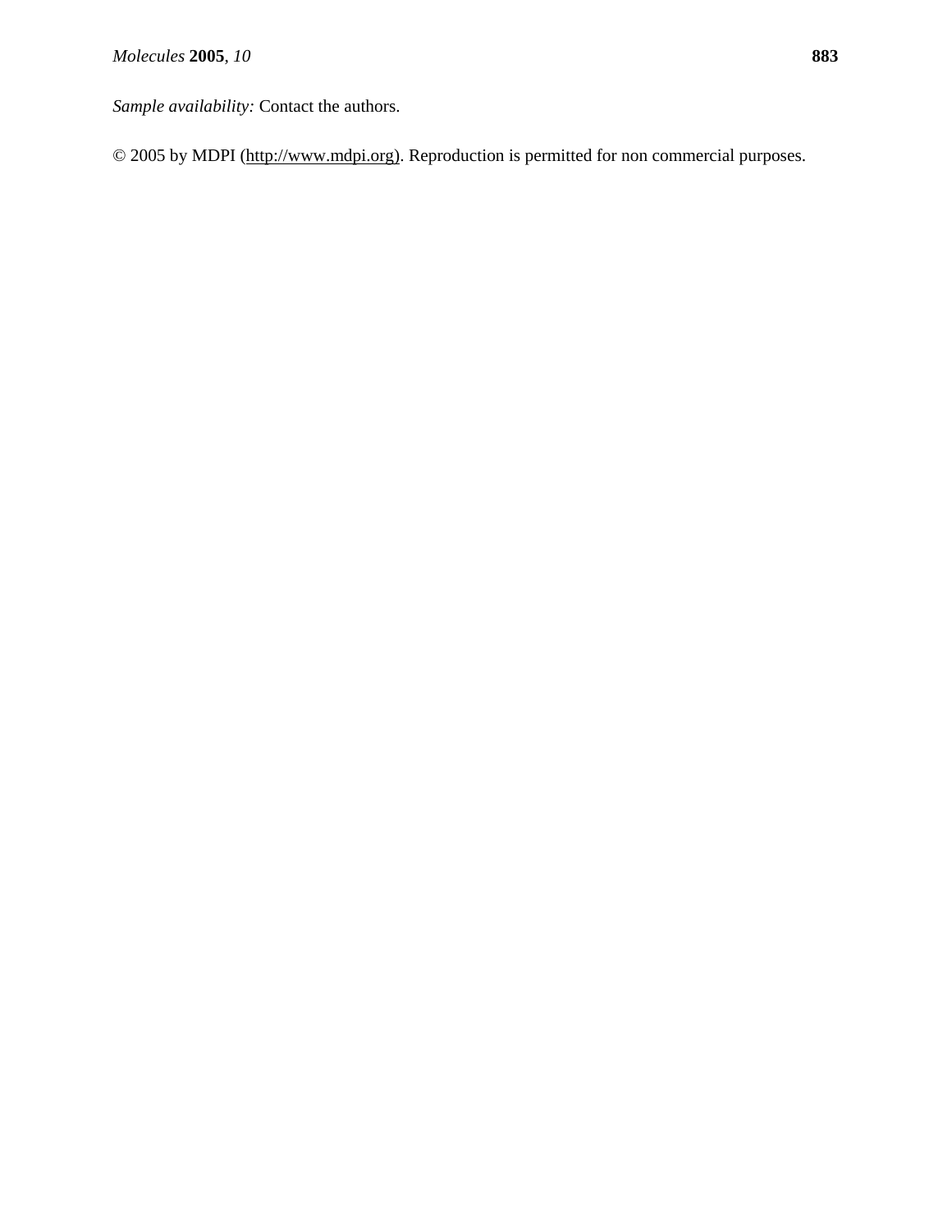*Sample availability:* Contact the authors.

© 2005 by MDPI (http://www.mdpi.org). Reproduction is permitted for non commercial purposes.